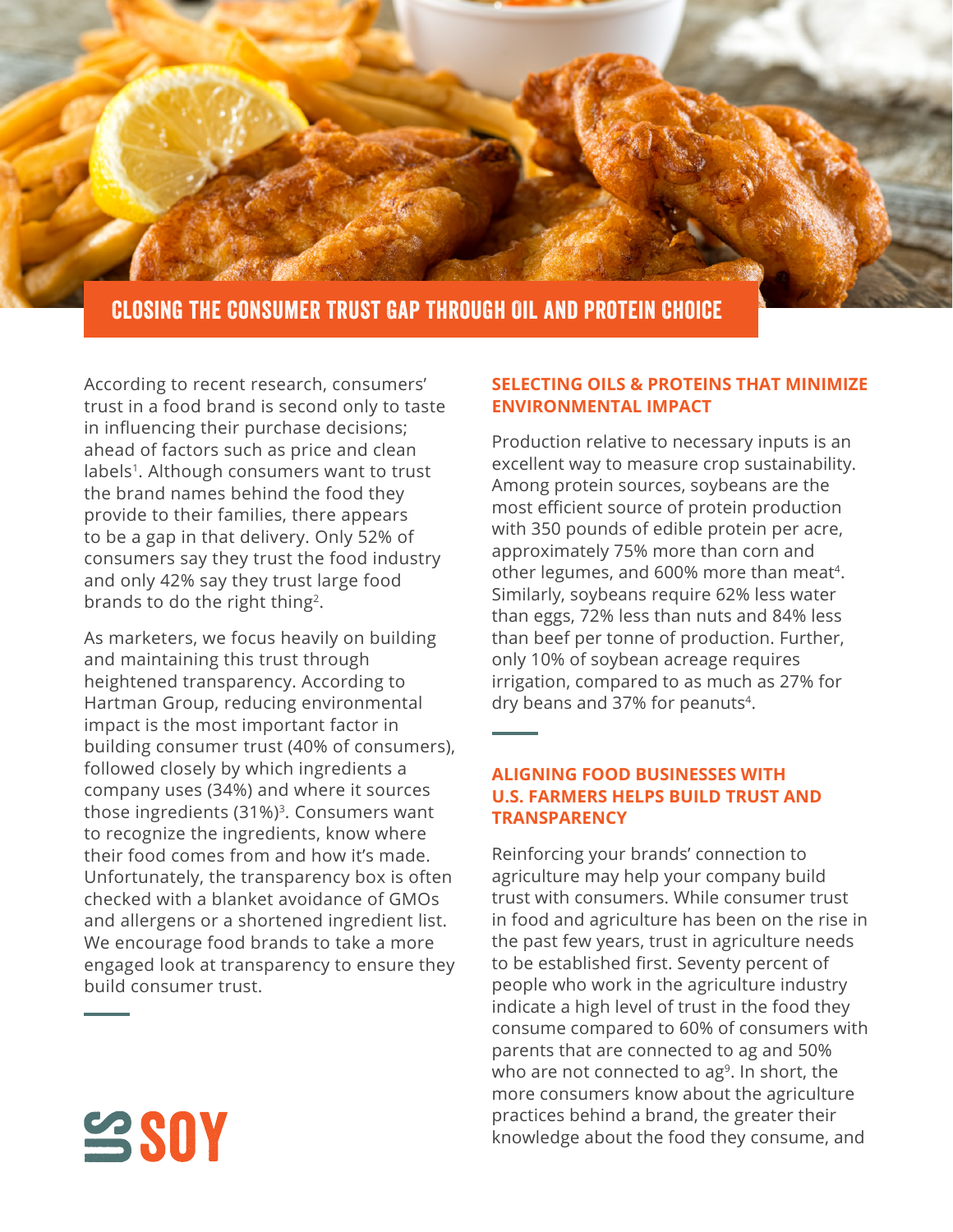# CLOSING THE CONSUMER TRUST GAP THROUGH OIL AND PROTEIN CHOICE

According to recent research, consumers' trust in a food brand is second only to taste in influencing their purchase decisions; ahead of factors such as price and clean labels[1]. Although consumers want to trust the brand names behind the food they provide to their families, there appears to be a gap in that delivery. Only 52% of consumers say they trust the food industry and only 42% say they trust large food brands to do the right thing[2].

As marketers, we focus heavily on building and maintaining this trust through heightened transparency. According to Hartman Group, reducing environmental impact is the most important factor in building consumer trust (40% of consumers), followed closely by which ingredients a company uses (34%) and where it sources those ingredients (31%)[3]. Consumers want to recognize the ingredients, know where their food comes from and how it's made. Unfortunately, the transparency box is often checked with a blanket avoidance of GMOs and allergens or a shortened ingredient list. We encourage food brands to take a more engaged look at transparency to ensure they build consumer trust.

## SELECTING OILS & PROTEINS THAT MINIMIZE ENVIRONMENTAL IMPACT

Production relative to necessary inputs is an excellent way to measure crop sustainability. Among protein sources, soybeans are the most efficient source of protein production with 350 pounds of edible protein per acre, approximately 75% more than corn and other legumes, and 600% more than meat[4]. Similarly, soybeans require 62% less water than eggs, 72% less than nuts and 84% less than beef per tonne of production. Further, only 10% of soybean acreage requires irrigation, compared to as much as 27% for dry beans and 37% for peanuts[4].

## ALIGNING FOOD BUSINESSES WITH U.S. FARMERS HELPS BUILD TRUST AND TRANSPARENCY

Reinforcing your brands' connection to agriculture may help your company build trust with consumers. While consumer trust in food and agriculture has been on the rise in the past few years, trust in agriculture needs to be established first. Seventy percent of people who work in the agriculture industry indicate a high level of trust in the food they consume compared to 60% of consumers with parents that are connected to ag and 50% who are not connected to ag[9]. In short, the more consumers know about the agriculture practices behind a brand, the greater their knowledge about the food they consume, and

US SOY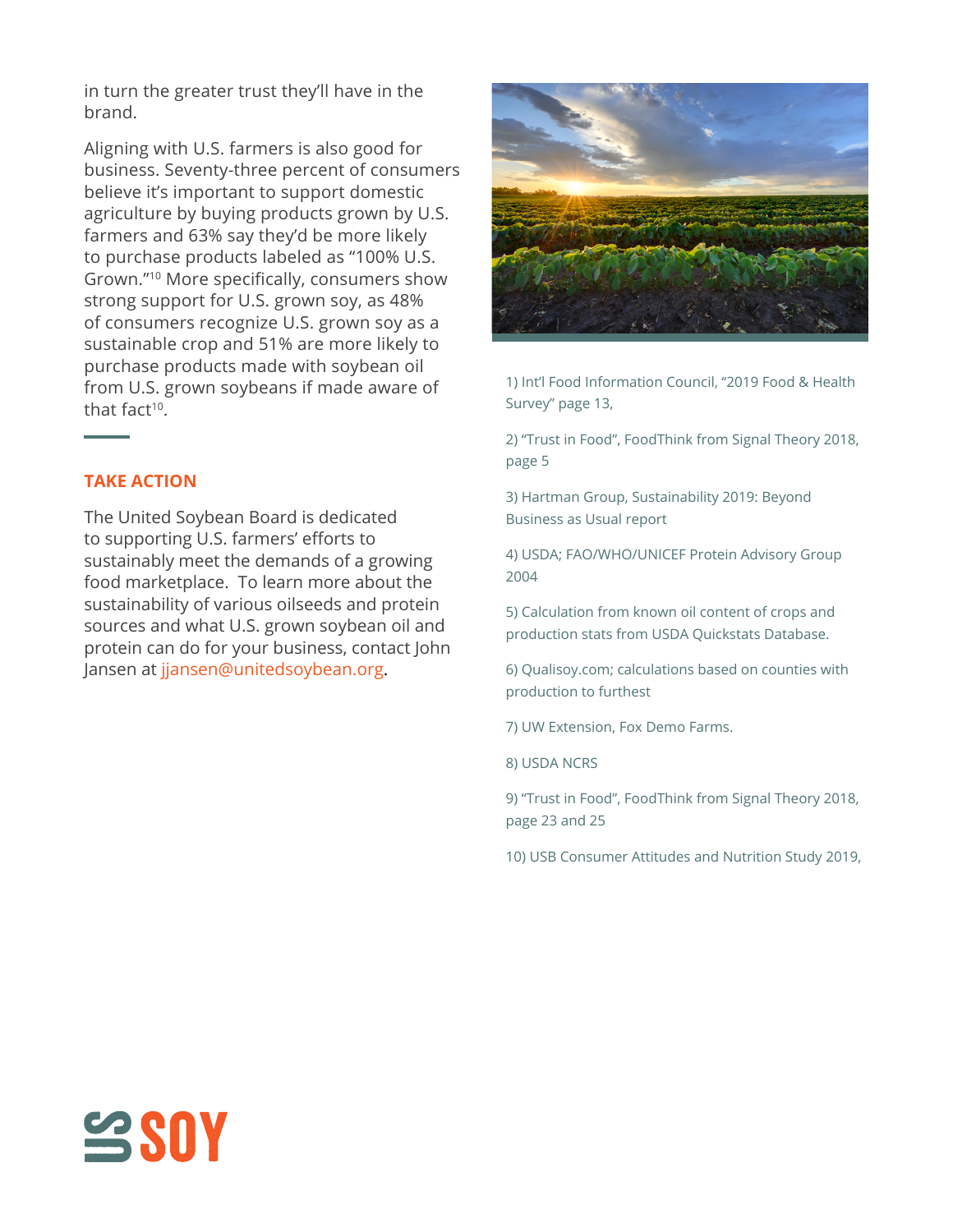in turn the greater trust they'll have in the brand.

Aligning with U.S. farmers is also good for business. Seventy-three percent of consumers believe it's important to support domestic agriculture by buying products grown by U.S. farmers and 63% say they'd be more likely to purchase products labeled as "100% U.S. Grown."[10] More specifically, consumers show strong support for U.S. grown soy, as 48% of consumers recognize U.S. grown soy as a sustainable crop and 51% are more likely to purchase products made with soybean oil from U.S. grown soybeans if made aware of that fact[10].

## TAKE ACTION

The United Soybean Board is dedicated to supporting U.S. farmers' efforts to sustainably meet the demands of a growing food marketplace. To learn more about the sustainability of various oilseeds and protein sources and what U.S. grown soybean oil and protein can do for your business, contact John Jansen at jjansen@unitedsoybean.org.

1) Int'l Food Information Council, "2019 Food & Health Survey" page 13,

2) "Trust in Food", FoodThink from Signal Theory 2018, page 5

3) Hartman Group, Sustainability 2019: Beyond Business as Usual report

4) USDA; FAO/WHO/UNICEF Protein Advisory Group 2004

5) Calculation from known oil content of crops and production stats from USDA Quickstats Database.

6) Qualisoy.com; calculations based on counties with production to furthest

7) UW Extension, Fox Demo Farms.

8) USDA NCRS

9) "Trust in Food", FoodThink from Signal Theory 2018, page 23 and 25

10) USB Consumer Attitudes and Nutrition Study 2019,

US SOY